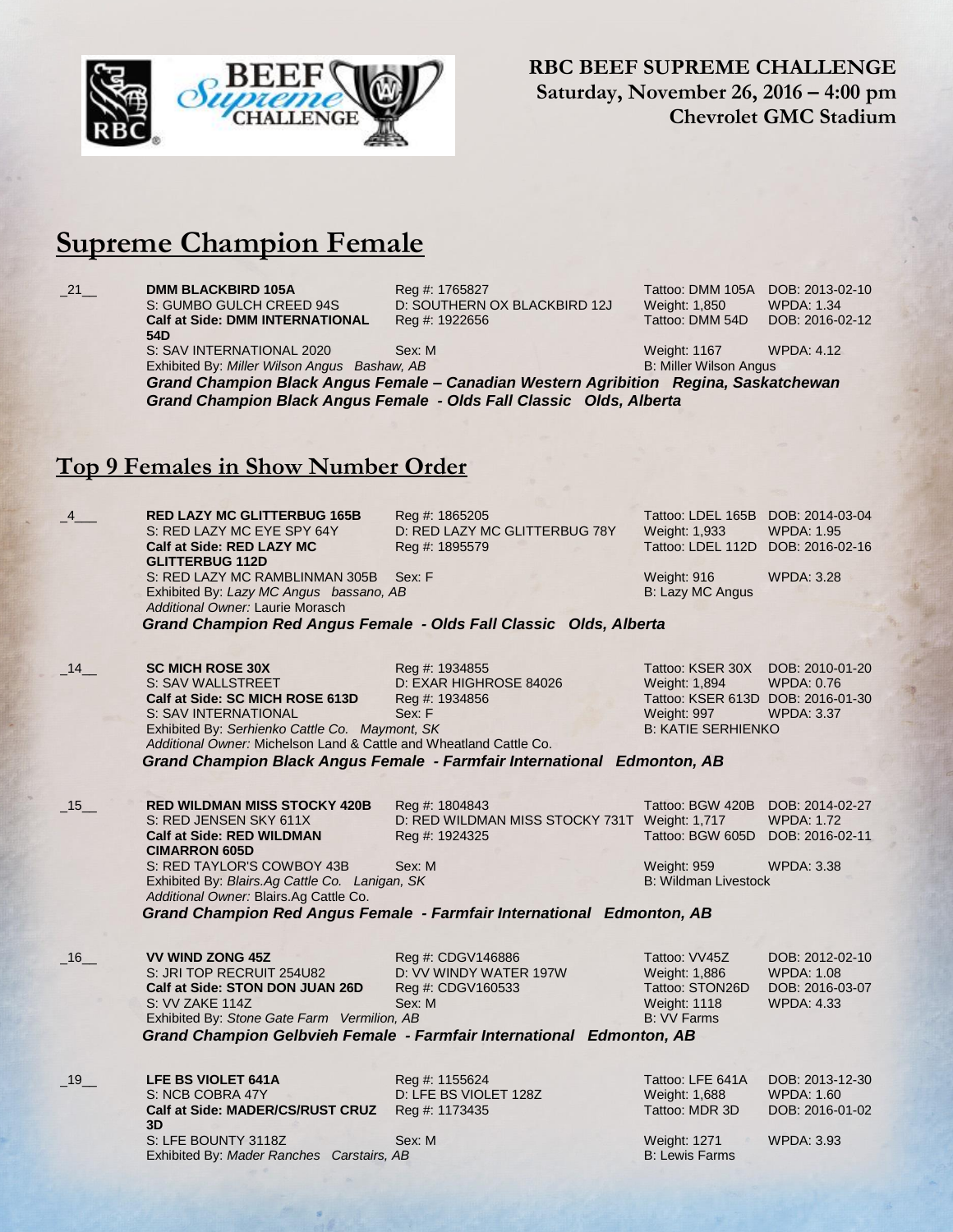**RBC BEEF SUPREME CHALLENGE**
**Saturday, November 26, 2016 – 4:00 pm**
**Chevrolet GMC Stadium**

# Supreme Champion Female

_21__ **DMM BLACKBIRD 105A** Reg #: 1765827 Tattoo: DMM 105A DOB: 2013-02-10
S: GUMBO GULCH CREED 94S D: SOUTHERN OX BLACKBIRD 12J Weight: 1,850 WPDA: 1.34
**Calf at Side: DMM INTERNATIONAL 54D** Reg #: 1922656 Tattoo: DMM 54D DOB: 2016-02-12
S: SAV INTERNATIONAL 2020 Sex: M Weight: 1167 WPDA: 4.12
Exhibited By: *Miller Wilson Angus Bashaw, AB* B: Miller Wilson Angus
***Grand Champion Black Angus Female – Canadian Western Agribition Regina, Saskatchewan***
***Grand Champion Black Angus Female - Olds Fall Classic Olds, Alberta***

# Top 9 Females in Show Number Order

_4___ **RED LAZY MC GLITTERBUG 165B** Reg #: 1865205 Tattoo: LDEL 165B DOB: 2014-03-04
S: RED LAZY MC EYE SPY 64Y D: RED LAZY MC GLITTERBUG 78Y Weight: 1,933 WPDA: 1.95
**Calf at Side: RED LAZY MC GLITTERBUG 112D** Reg #: 1895579 Tattoo: LDEL 112D DOB: 2016-02-16
S: RED LAZY MC RAMBLINMAN 305B Sex: F Weight: 916 WPDA: 3.28
Exhibited By: *Lazy MC Angus bassano, AB* B: Lazy MC Angus
*Additional Owner:* Laurie Morasch
***Grand Champion Red Angus Female - Olds Fall Classic Olds, Alberta***

_14__ **SC MICH ROSE 30X** Reg #: 1934855 Tattoo: KSER 30X DOB: 2010-01-20
S: SAV WALLSTREET D: EXAR HIGHROSE 84026 Weight: 1,894 WPDA: 0.76
**Calf at Side: SC MICH ROSE 613D** Reg #: 1934856 Tattoo: KSER 613D DOB: 2016-01-30
S: SAV INTERNATIONAL Sex: F Weight: 997 WPDA: 3.37
Exhibited By: *Serhienko Cattle Co. Maymont, SK* B: KATIE SERHIENKO
*Additional Owner:* Michelson Land & Cattle and Wheatland Cattle Co.
***Grand Champion Black Angus Female - Farmfair International Edmonton, AB***

_15__ **RED WILDMAN MISS STOCKY 420B** Reg #: 1804843 Tattoo: BGW 420B DOB: 2014-02-27
S: RED JENSEN SKY 611X D: RED WILDMAN MISS STOCKY 731T Weight: 1,717 WPDA: 1.72
**Calf at Side: RED WILDMAN CIMARRON 605D** Reg #: 1924325 Tattoo: BGW 605D DOB: 2016-02-11
S: RED TAYLOR'S COWBOY 43B Sex: M Weight: 959 WPDA: 3.38
Exhibited By: *Blairs.Ag Cattle Co. Lanigan, SK* B: Wildman Livestock
*Additional Owner:* Blairs.Ag Cattle Co.
***Grand Champion Red Angus Female - Farmfair International Edmonton, AB***

_16__ **VV WIND ZONG 45Z** Reg #: CDGV146886 Tattoo: VV45Z DOB: 2012-02-10
S: JRI TOP RECRUIT 254U82 D: VV WINDY WATER 197W Weight: 1,886 WPDA: 1.08
**Calf at Side: STON DON JUAN 26D** Reg #: CDGV160533 Tattoo: STON26D DOB: 2016-03-07
S: VV ZAKE 114Z Sex: M Weight: 1118 WPDA: 4.33
Exhibited By: *Stone Gate Farm Vermilion, AB* B: VV Farms
***Grand Champion Gelbvieh Female - Farmfair International Edmonton, AB***

_19__ **LFE BS VIOLET 641A** Reg #: 1155624 Tattoo: LFE 641A DOB: 2013-12-30
S: NCB COBRA 47Y D: LFE BS VIOLET 128Z Weight: 1,688 WPDA: 1.60
**Calf at Side: MADER/CS/RUST CRUZ 3D** Reg #: 1173435 Tattoo: MDR 3D DOB: 2016-01-02
S: LFE BOUNTY 3118Z Sex: M Weight: 1271 WPDA: 3.93
Exhibited By: *Mader Ranches Carstairs, AB* B: Lewis Farms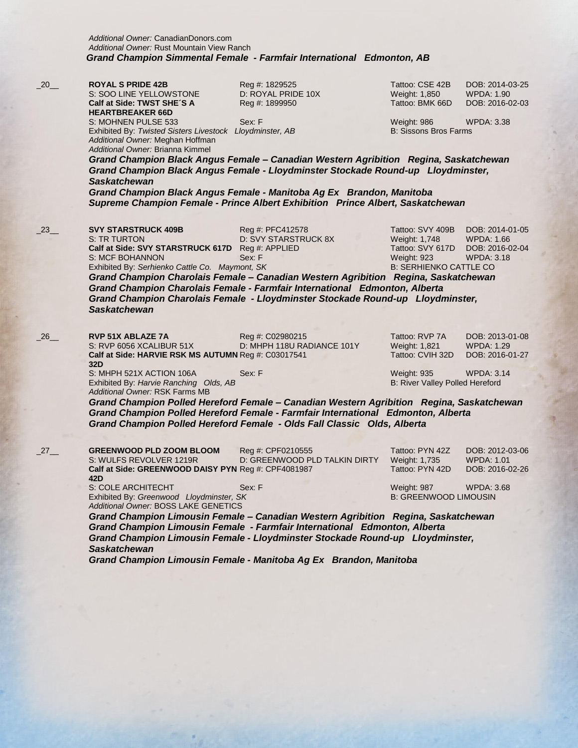*Additional Owner:* CanadianDonors.com
*Additional Owner:* Rust Mountain View Ranch
***Grand Champion Simmental Female - Farmfair International Edmonton, AB***

_20__

| | | | |
|---|---|---|---|
| **ROYAL S PRIDE 42B** | Reg #: 1829525 | Tattoo: CSE 42B | DOB: 2014-03-25 |
| S: SOO LINE YELLOWSTONE | D: ROYAL PRIDE 10X | Weight: 1,850 | WPDA: 1.90 |
| **Calf at Side: TWST SHE´S A HEARTBREAKER 66D** | Reg #: 1899950 | Tattoo: BMK 66D | DOB: 2016-02-03 |
| S: MOHNEN PULSE 533 | Sex: F | Weight: 986 | WPDA: 3.38 |

Exhibited By: *Twisted Sisters Livestock Lloydminster, AB* B: Sissons Bros Farms
*Additional Owner:* Meghan Hoffman
*Additional Owner:* Brianna Kimmel

***Grand Champion Black Angus Female – Canadian Western Agribition Regina, Saskatchewan***
***Grand Champion Black Angus Female - Lloydminster Stockade Round-up Lloydminster, Saskatchewan***
***Grand Champion Black Angus Female - Manitoba Ag Ex Brandon, Manitoba***
***Supreme Champion Female - Prince Albert Exhibition Prince Albert, Saskatchewan***

_23__

| | | | |
|---|---|---|---|
| **SVY STARSTRUCK 409B** | Reg #: PFC412578 | Tattoo: SVY 409B | DOB: 2014-01-05 |
| S: TR TURTON | D: SVY STARSTRUCK 8X | Weight: 1,748 | WPDA: 1.66 |
| **Calf at Side: SVY STARSTRUCK 617D** | Reg #: APPLIED | Tattoo: SVY 617D | DOB: 2016-02-04 |
| S: MCF BOHANNON | Sex: F | Weight: 923 | WPDA: 3.18 |

Exhibited By: *Serhienko Cattle Co. Maymont, SK* B: SERHIENKO CATTLE CO

***Grand Champion Charolais Female – Canadian Western Agribition Regina, Saskatchewan***
***Grand Champion Charolais Female - Farmfair International Edmonton, Alberta***
***Grand Champion Charolais Female - Lloydminster Stockade Round-up Lloydminster, Saskatchewan***

_26__

| | | | |
|---|---|---|---|
| **RVP 51X ABLAZE 7A** | Reg #: C02980215 | Tattoo: RVP 7A | DOB: 2013-01-08 |
| S: RVP 6056 XCALIBUR 51X | D: MHPH 118U RADIANCE 101Y | Weight: 1,821 | WPDA: 1.29 |
| **Calf at Side: HARVIE RSK MS AUTUMN 32D** | Reg #: C03017541 | Tattoo: CVIH 32D | DOB: 2016-01-27 |
| S: MHPH 521X ACTION 106A | Sex: F | Weight: 935 | WPDA: 3.14 |

Exhibited By: *Harvie Ranching Olds, AB* B: River Valley Polled Hereford
*Additional Owner:* RSK Farms MB

***Grand Champion Polled Hereford Female – Canadian Western Agribition Regina, Saskatchewan***
***Grand Champion Polled Hereford Female - Farmfair International Edmonton, Alberta***
***Grand Champion Polled Hereford Female - Olds Fall Classic Olds, Alberta***

_27__

| | | | |
|---|---|---|---|
| **GREENWOOD PLD ZOOM BLOOM** | Reg #: CPF0210555 | Tattoo: PYN 42Z | DOB: 2012-03-06 |
| S: WULFS REVOLVER 1219R | D: GREENWOOD PLD TALKIN DIRTY | Weight: 1,735 | WPDA: 1.01 |
| **Calf at Side: GREENWOOD DAISY PYN 42D** | Reg #: CPF4081987 | Tattoo: PYN 42D | DOB: 2016-02-26 |
| S: COLE ARCHITECHT | Sex: F | Weight: 987 | WPDA: 3.68 |

Exhibited By: *Greenwood Lloydminster, SK* B: GREENWOOD LIMOUSIN
*Additional Owner:* BOSS LAKE GENETICS

***Grand Champion Limousin Female – Canadian Western Agribition Regina, Saskatchewan***
***Grand Champion Limousin Female - Farmfair International Edmonton, Alberta***
***Grand Champion Limousin Female - Lloydminster Stockade Round-up Lloydminster, Saskatchewan***
***Grand Champion Limousin Female - Manitoba Ag Ex Brandon, Manitoba***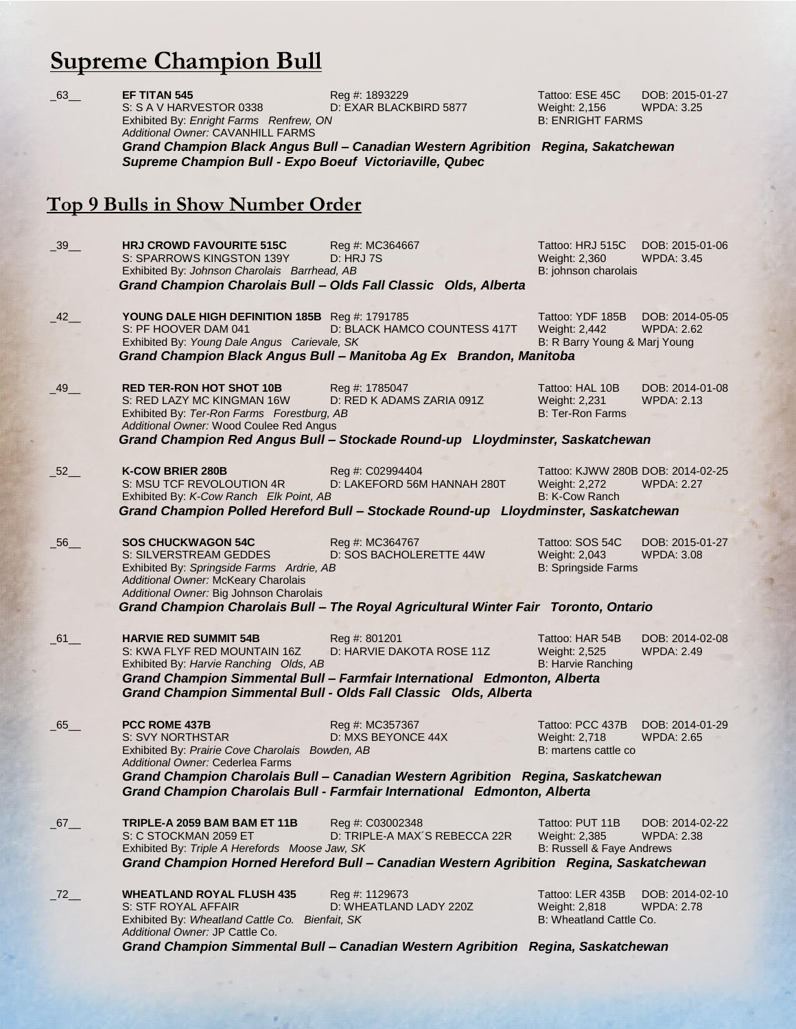## Supreme Champion Bull

_63__ **EF TITAN 545** Reg #: 1893229 Tattoo: ESE 45C DOB: 2015-01-27
S: S A V HARVESTOR 0338 D: EXAR BLACKBIRD 5877 Weight: 2,156 WPDA: 3.25
Exhibited By: *Enright Farms Renfrew, ON* B: ENRIGHT FARMS
*Additional Owner:* CAVANHILL FARMS
***Grand Champion Black Angus Bull – Canadian Western Agribition Regina, Sakatchewan***
***Supreme Champion Bull - Expo Boeuf Victoriaville, Qubec***

## Top 9 Bulls in Show Number Order

_39__ **HRJ CROWD FAVOURITE 515C** Reg #: MC364667 Tattoo: HRJ 515C DOB: 2015-01-06
S: SPARROWS KINGSTON 139Y D: HRJ 7S Weight: 2,360 WPDA: 3.45
Exhibited By: *Johnson Charolais Barrhead, AB* B: johnson charolais
***Grand Champion Charolais Bull – Olds Fall Classic Olds, Alberta***

_42__ **YOUNG DALE HIGH DEFINITION 185B** Reg #: 1791785 Tattoo: YDF 185B DOB: 2014-05-05
S: PF HOOVER DAM 041 D: BLACK HAMCO COUNTESS 417T Weight: 2,442 WPDA: 2.62
Exhibited By: *Young Dale Angus Carievale, SK* B: R Barry Young & Marj Young
***Grand Champion Black Angus Bull – Manitoba Ag Ex Brandon, Manitoba***

_49__ **RED TER-RON HOT SHOT 10B** Reg #: 1785047 Tattoo: HAL 10B DOB: 2014-01-08
S: RED LAZY MC KINGMAN 16W D: RED K ADAMS ZARIA 091Z Weight: 2,231 WPDA: 2.13
Exhibited By: *Ter-Ron Farms Forestburg, AB* B: Ter-Ron Farms
*Additional Owner:* Wood Coulee Red Angus
***Grand Champion Red Angus Bull – Stockade Round-up Lloydminster, Saskatchewan***

_52__ **K-COW BRIER 280B** Reg #: C02994404 Tattoo: KJWW 280B DOB: 2014-02-25
S: MSU TCF REVOLOUTION 4R D: LAKEFORD 56M HANNAH 280T Weight: 2,272 WPDA: 2.27
Exhibited By: *K-Cow Ranch Elk Point, AB* B: K-Cow Ranch
***Grand Champion Polled Hereford Bull – Stockade Round-up Lloydminster, Saskatchewan***

_56__ **SOS CHUCKWAGON 54C** Reg #: MC364767 Tattoo: SOS 54C DOB: 2015-01-27
S: SILVERSTREAM GEDDES D: SOS BACHOLERETTE 44W Weight: 2,043 WPDA: 3.08
Exhibited By: *Springside Farms Ardrie, AB* B: Springside Farms
*Additional Owner:* McKeary Charolais
*Additional Owner:* Big Johnson Charolais
***Grand Champion Charolais Bull – The Royal Agricultural Winter Fair Toronto, Ontario***

_61__ **HARVIE RED SUMMIT 54B** Reg #: 801201 Tattoo: HAR 54B DOB: 2014-02-08
S: KWA FLYF RED MOUNTAIN 16Z D: HARVIE DAKOTA ROSE 11Z Weight: 2,525 WPDA: 2.49
Exhibited By: *Harvie Ranching Olds, AB* B: Harvie Ranching
***Grand Champion Simmental Bull – Farmfair International Edmonton, Alberta***
***Grand Champion Simmental Bull - Olds Fall Classic Olds, Alberta***

_65__ **PCC ROME 437B** Reg #: MC357367 Tattoo: PCC 437B DOB: 2014-01-29
S: SVY NORTHSTAR D: MXS BEYONCE 44X Weight: 2,718 WPDA: 2.65
Exhibited By: *Prairie Cove Charolais Bowden, AB* B: martens cattle co
*Additional Owner:* Cederlea Farms
***Grand Champion Charolais Bull – Canadian Western Agribition Regina, Saskatchewan***
***Grand Champion Charolais Bull - Farmfair International Edmonton, Alberta***

_67__ **TRIPLE-A 2059 BAM BAM ET 11B** Reg #: C03002348 Tattoo: PUT 11B DOB: 2014-02-22
S: C STOCKMAN 2059 ET D: TRIPLE-A MAX´S REBECCA 22R Weight: 2,385 WPDA: 2.38
Exhibited By: *Triple A Herefords Moose Jaw, SK* B: Russell & Faye Andrews
***Grand Champion Horned Hereford Bull – Canadian Western Agribition Regina, Saskatchewan***

_72__ **WHEATLAND ROYAL FLUSH 435** Reg #: 1129673 Tattoo: LER 435B DOB: 2014-02-10
S: STF ROYAL AFFAIR D: WHEATLAND LADY 220Z Weight: 2,818 WPDA: 2.78
Exhibited By: *Wheatland Cattle Co. Bienfait, SK* B: Wheatland Cattle Co.
*Additional Owner:* JP Cattle Co.
***Grand Champion Simmental Bull – Canadian Western Agribition Regina, Saskatchewan***